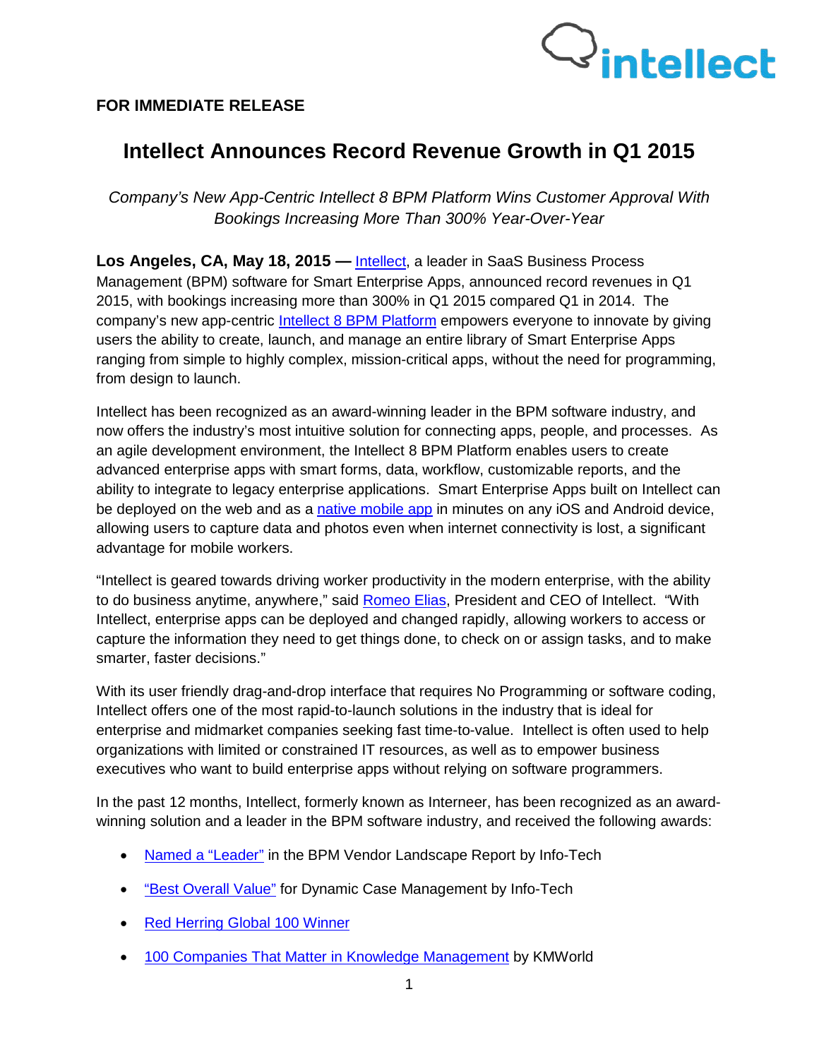**FOR IMMEDIATE RELEASE**

# Intellect Announces Record Revenue Growth in Q1 2015

*Company's New App-Centric Intellect 8 BPM Platform Wins Customer Approval With Bookings Increasing More Than 300% Year-Over-Year*

**Los Angeles, CA, May 18, 2015 —** Intellect, a leader in SaaS Business Process Management (BPM) software for Smart Enterprise Apps, announced record revenues in Q1 2015, with bookings increasing more than 300% in Q1 2015 compared Q1 in 2014. The company's new app-centric Intellect 8 BPM Platform empowers everyone to innovate by giving users the ability to create, launch, and manage an entire library of Smart Enterprise Apps ranging from simple to highly complex, mission-critical apps, without the need for programming, from design to launch.

Intellect has been recognized as an award-winning leader in the BPM software industry, and now offers the industry's most intuitive solution for connecting apps, people, and processes. As an agile development environment, the Intellect 8 BPM Platform enables users to create advanced enterprise apps with smart forms, data, workflow, customizable reports, and the ability to integrate to legacy enterprise applications. Smart Enterprise Apps built on Intellect can be deployed on the web and as a native mobile app in minutes on any iOS and Android device, allowing users to capture data and photos even when internet connectivity is lost, a significant advantage for mobile workers.

"Intellect is geared towards driving worker productivity in the modern enterprise, with the ability to do business anytime, anywhere," said Romeo Elias, President and CEO of Intellect. "With Intellect, enterprise apps can be deployed and changed rapidly, allowing workers to access or capture the information they need to get things done, to check on or assign tasks, and to make smarter, faster decisions."

With its user friendly drag-and-drop interface that requires No Programming or software coding, Intellect offers one of the most rapid-to-launch solutions in the industry that is ideal for enterprise and midmarket companies seeking fast time-to-value. Intellect is often used to help organizations with limited or constrained IT resources, as well as to empower business executives who want to build enterprise apps without relying on software programmers.

In the past 12 months, Intellect, formerly known as Interneer, has been recognized as an award-winning solution and a leader in the BPM software industry, and received the following awards:

- Named a "Leader" in the BPM Vendor Landscape Report by Info-Tech
- "Best Overall Value" for Dynamic Case Management by Info-Tech
- Red Herring Global 100 Winner
- 100 Companies That Matter in Knowledge Management by KMWorld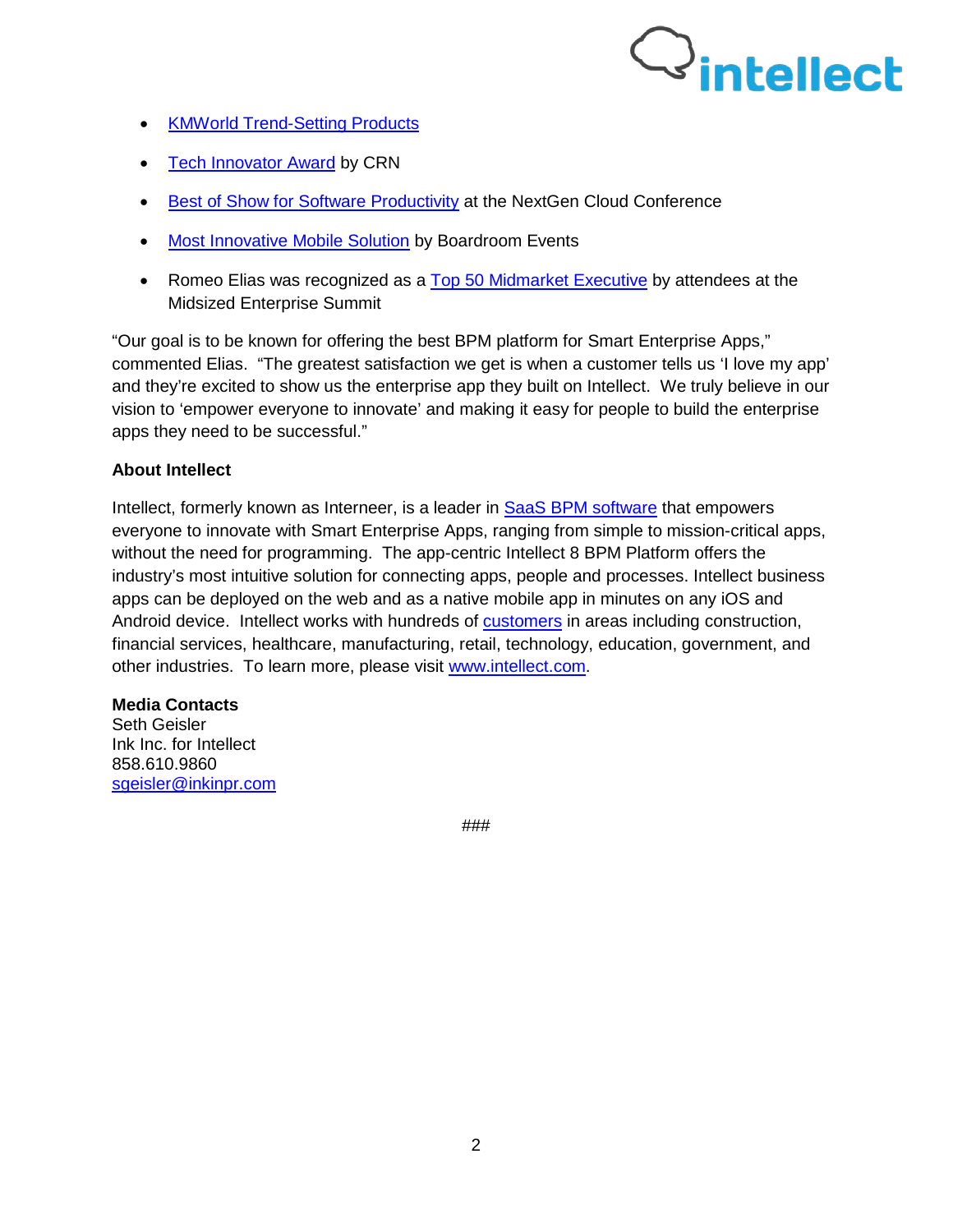- KMWorld Trend-Setting Products
- Tech Innovator Award by CRN
- Best of Show for Software Productivity at the NextGen Cloud Conference
- Most Innovative Mobile Solution by Boardroom Events
- Romeo Elias was recognized as a Top 50 Midmarket Executive by attendees at the Midsized Enterprise Summit

"Our goal is to be known for offering the best BPM platform for Smart Enterprise Apps," commented Elias. "The greatest satisfaction we get is when a customer tells us 'I love my app' and they're excited to show us the enterprise app they built on Intellect. We truly believe in our vision to 'empower everyone to innovate' and making it easy for people to build the enterprise apps they need to be successful."

**About Intellect**

Intellect, formerly known as Interneer, is a leader in SaaS BPM software that empowers everyone to innovate with Smart Enterprise Apps, ranging from simple to mission-critical apps, without the need for programming. The app-centric Intellect 8 BPM Platform offers the industry's most intuitive solution for connecting apps, people and processes. Intellect business apps can be deployed on the web and as a native mobile app in minutes on any iOS and Android device. Intellect works with hundreds of customers in areas including construction, financial services, healthcare, manufacturing, retail, technology, education, government, and other industries. To learn more, please visit www.intellect.com.

**Media Contacts**
Seth Geisler
Ink Inc. for Intellect
858.610.9860
sgeisler@inkinpr.com

###